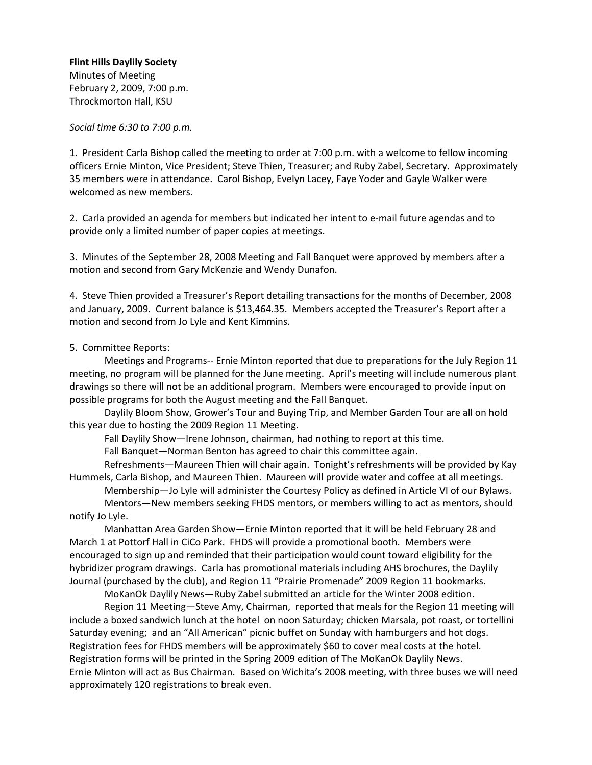**Flint Hills Daylily Society**
Minutes of Meeting
February 2, 2009, 7:00 p.m.
Throckmorton Hall, KSU

*Social time 6:30 to 7:00 p.m.*

1. President Carla Bishop called the meeting to order at 7:00 p.m. with a welcome to fellow incoming officers Ernie Minton, Vice President; Steve Thien, Treasurer; and Ruby Zabel, Secretary. Approximately 35 members were in attendance. Carol Bishop, Evelyn Lacey, Faye Yoder and Gayle Walker were welcomed as new members.

2. Carla provided an agenda for members but indicated her intent to e-mail future agendas and to provide only a limited number of paper copies at meetings.

3. Minutes of the September 28, 2008 Meeting and Fall Banquet were approved by members after a motion and second from Gary McKenzie and Wendy Dunafon.

4. Steve Thien provided a Treasurer's Report detailing transactions for the months of December, 2008 and January, 2009. Current balance is $13,464.35. Members accepted the Treasurer's Report after a motion and second from Jo Lyle and Kent Kimmins.

5. Committee Reports:

Meetings and Programs-- Ernie Minton reported that due to preparations for the July Region 11 meeting, no program will be planned for the June meeting. April's meeting will include numerous plant drawings so there will not be an additional program. Members were encouraged to provide input on possible programs for both the August meeting and the Fall Banquet.

Daylily Bloom Show, Grower's Tour and Buying Trip, and Member Garden Tour are all on hold this year due to hosting the 2009 Region 11 Meeting.

Fall Daylily Show—Irene Johnson, chairman, had nothing to report at this time.

Fall Banquet—Norman Benton has agreed to chair this committee again.

Refreshments—Maureen Thien will chair again. Tonight's refreshments will be provided by Kay Hummels, Carla Bishop, and Maureen Thien. Maureen will provide water and coffee at all meetings.

Membership—Jo Lyle will administer the Courtesy Policy as defined in Article VI of our Bylaws.

Mentors—New members seeking FHDS mentors, or members willing to act as mentors, should notify Jo Lyle.

Manhattan Area Garden Show—Ernie Minton reported that it will be held February 28 and March 1 at Pottorf Hall in CiCo Park. FHDS will provide a promotional booth. Members were encouraged to sign up and reminded that their participation would count toward eligibility for the hybridizer program drawings. Carla has promotional materials including AHS brochures, the Daylily Journal (purchased by the club), and Region 11 "Prairie Promenade" 2009 Region 11 bookmarks.

MoKanOk Daylily News—Ruby Zabel submitted an article for the Winter 2008 edition.

Region 11 Meeting—Steve Amy, Chairman, reported that meals for the Region 11 meeting will include a boxed sandwich lunch at the hotel on noon Saturday; chicken Marsala, pot roast, or tortellini Saturday evening; and an "All American" picnic buffet on Sunday with hamburgers and hot dogs. Registration fees for FHDS members will be approximately $60 to cover meal costs at the hotel. Registration forms will be printed in the Spring 2009 edition of The MoKanOk Daylily News. Ernie Minton will act as Bus Chairman. Based on Wichita's 2008 meeting, with three buses we will need approximately 120 registrations to break even.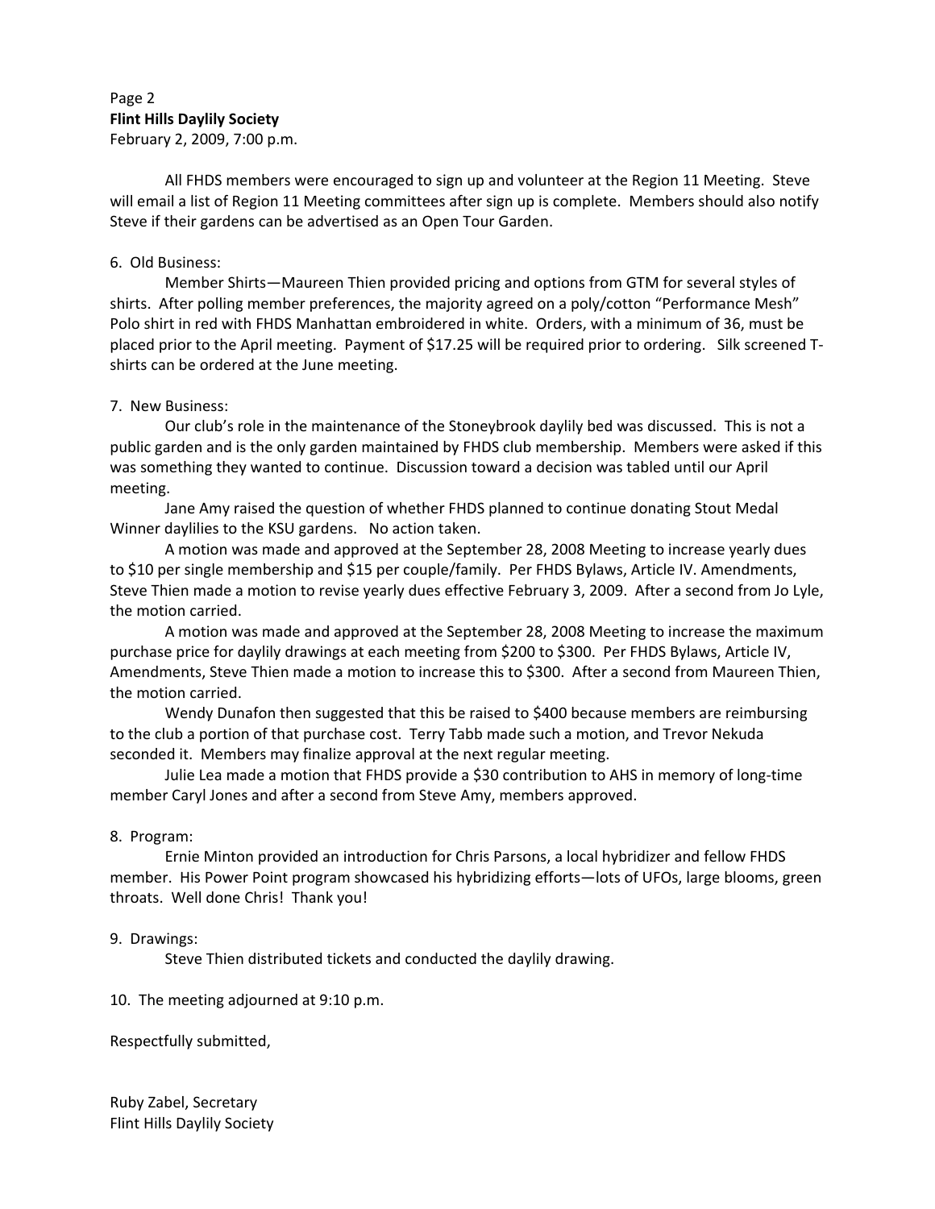Page 2
**Flint Hills Daylily Society**
February 2, 2009, 7:00 p.m.

All FHDS members were encouraged to sign up and volunteer at the Region 11 Meeting. Steve will email a list of Region 11 Meeting committees after sign up is complete. Members should also notify Steve if their gardens can be advertised as an Open Tour Garden.

6. Old Business:

Member Shirts—Maureen Thien provided pricing and options from GTM for several styles of shirts. After polling member preferences, the majority agreed on a poly/cotton "Performance Mesh" Polo shirt in red with FHDS Manhattan embroidered in white. Orders, with a minimum of 36, must be placed prior to the April meeting. Payment of $17.25 will be required prior to ordering. Silk screened T-shirts can be ordered at the June meeting.

7. New Business:

Our club's role in the maintenance of the Stoneybrook daylily bed was discussed. This is not a public garden and is the only garden maintained by FHDS club membership. Members were asked if this was something they wanted to continue. Discussion toward a decision was tabled until our April meeting.

Jane Amy raised the question of whether FHDS planned to continue donating Stout Medal Winner daylilies to the KSU gardens. No action taken.

A motion was made and approved at the September 28, 2008 Meeting to increase yearly dues to $10 per single membership and $15 per couple/family. Per FHDS Bylaws, Article IV. Amendments, Steve Thien made a motion to revise yearly dues effective February 3, 2009. After a second from Jo Lyle, the motion carried.

A motion was made and approved at the September 28, 2008 Meeting to increase the maximum purchase price for daylily drawings at each meeting from $200 to $300. Per FHDS Bylaws, Article IV, Amendments, Steve Thien made a motion to increase this to $300. After a second from Maureen Thien, the motion carried.

Wendy Dunafon then suggested that this be raised to $400 because members are reimbursing to the club a portion of that purchase cost. Terry Tabb made such a motion, and Trevor Nekuda seconded it. Members may finalize approval at the next regular meeting.

Julie Lea made a motion that FHDS provide a $30 contribution to AHS in memory of long-time member Caryl Jones and after a second from Steve Amy, members approved.

8. Program:

Ernie Minton provided an introduction for Chris Parsons, a local hybridizer and fellow FHDS member. His Power Point program showcased his hybridizing efforts—lots of UFOs, large blooms, green throats. Well done Chris! Thank you!

9. Drawings:

Steve Thien distributed tickets and conducted the daylily drawing.

10. The meeting adjourned at 9:10 p.m.

Respectfully submitted,

Ruby Zabel, Secretary
Flint Hills Daylily Society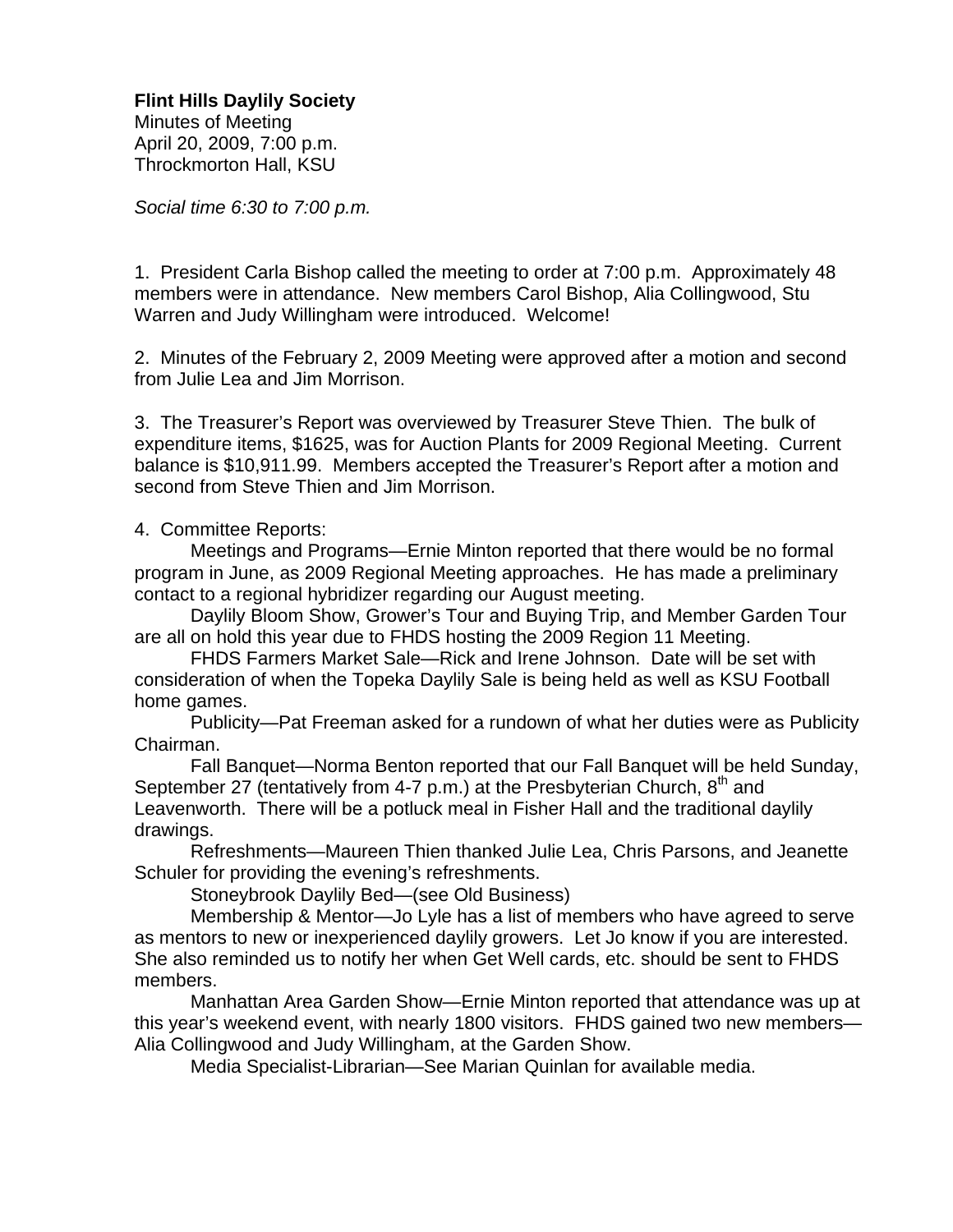**Flint Hills Daylily Society**
Minutes of Meeting
April 20, 2009, 7:00 p.m.
Throckmorton Hall, KSU

*Social time 6:30 to 7:00 p.m.*

1. President Carla Bishop called the meeting to order at 7:00 p.m. Approximately 48 members were in attendance. New members Carol Bishop, Alia Collingwood, Stu Warren and Judy Willingham were introduced. Welcome!

2. Minutes of the February 2, 2009 Meeting were approved after a motion and second from Julie Lea and Jim Morrison.

3. The Treasurer's Report was overviewed by Treasurer Steve Thien. The bulk of expenditure items, $1625, was for Auction Plants for 2009 Regional Meeting. Current balance is $10,911.99. Members accepted the Treasurer's Report after a motion and second from Steve Thien and Jim Morrison.

4. Committee Reports:

Meetings and Programs—Ernie Minton reported that there would be no formal program in June, as 2009 Regional Meeting approaches. He has made a preliminary contact to a regional hybridizer regarding our August meeting.

Daylily Bloom Show, Grower's Tour and Buying Trip, and Member Garden Tour are all on hold this year due to FHDS hosting the 2009 Region 11 Meeting.

FHDS Farmers Market Sale—Rick and Irene Johnson. Date will be set with consideration of when the Topeka Daylily Sale is being held as well as KSU Football home games.

Publicity—Pat Freeman asked for a rundown of what her duties were as Publicity Chairman.

Fall Banquet—Norma Benton reported that our Fall Banquet will be held Sunday, September 27 (tentatively from 4-7 p.m.) at the Presbyterian Church, 8th and Leavenworth. There will be a potluck meal in Fisher Hall and the traditional daylily drawings.

Refreshments—Maureen Thien thanked Julie Lea, Chris Parsons, and Jeanette Schuler for providing the evening's refreshments.

Stoneybrook Daylily Bed—(see Old Business)

Membership & Mentor—Jo Lyle has a list of members who have agreed to serve as mentors to new or inexperienced daylily growers. Let Jo know if you are interested. She also reminded us to notify her when Get Well cards, etc. should be sent to FHDS members.

Manhattan Area Garden Show—Ernie Minton reported that attendance was up at this year's weekend event, with nearly 1800 visitors. FHDS gained two new members—Alia Collingwood and Judy Willingham, at the Garden Show.

Media Specialist-Librarian—See Marian Quinlan for available media.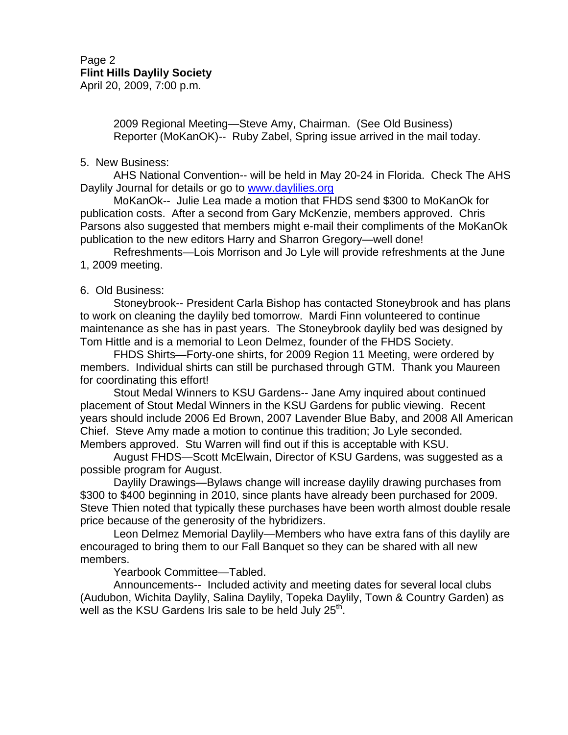2009 Regional Meeting—Steve Amy, Chairman. (See Old Business)
Reporter (MoKanOK)-- Ruby Zabel, Spring issue arrived in the mail today.

5. New Business:

AHS National Convention-- will be held in May 20-24 in Florida. Check The AHS Daylily Journal for details or go to [www.daylilies.org](http://www.daylilies.org)

MoKanOk-- Julie Lea made a motion that FHDS send $300 to MoKanOk for publication costs. After a second from Gary McKenzie, members approved. Chris Parsons also suggested that members might e-mail their compliments of the MoKanOk publication to the new editors Harry and Sharron Gregory—well done!

Refreshments—Lois Morrison and Jo Lyle will provide refreshments at the June 1, 2009 meeting.

6. Old Business:

Stoneybrook-- President Carla Bishop has contacted Stoneybrook and has plans to work on cleaning the daylily bed tomorrow. Mardi Finn volunteered to continue maintenance as she has in past years. The Stoneybrook daylily bed was designed by Tom Hittle and is a memorial to Leon Delmez, founder of the FHDS Society.

FHDS Shirts—Forty-one shirts, for 2009 Region 11 Meeting, were ordered by members. Individual shirts can still be purchased through GTM. Thank you Maureen for coordinating this effort!

Stout Medal Winners to KSU Gardens-- Jane Amy inquired about continued placement of Stout Medal Winners in the KSU Gardens for public viewing. Recent years should include 2006 Ed Brown, 2007 Lavender Blue Baby, and 2008 All American Chief. Steve Amy made a motion to continue this tradition; Jo Lyle seconded. Members approved. Stu Warren will find out if this is acceptable with KSU.

August FHDS—Scott McElwain, Director of KSU Gardens, was suggested as a possible program for August.

Daylily Drawings—Bylaws change will increase daylily drawing purchases from $300 to $400 beginning in 2010, since plants have already been purchased for 2009. Steve Thien noted that typically these purchases have been worth almost double resale price because of the generosity of the hybridizers.

Leon Delmez Memorial Daylily—Members who have extra fans of this daylily are encouraged to bring them to our Fall Banquet so they can be shared with all new members.

Yearbook Committee—Tabled.

Announcements-- Included activity and meeting dates for several local clubs (Audubon, Wichita Daylily, Salina Daylily, Topeka Daylily, Town & Country Garden) as well as the KSU Gardens Iris sale to be held July 25th.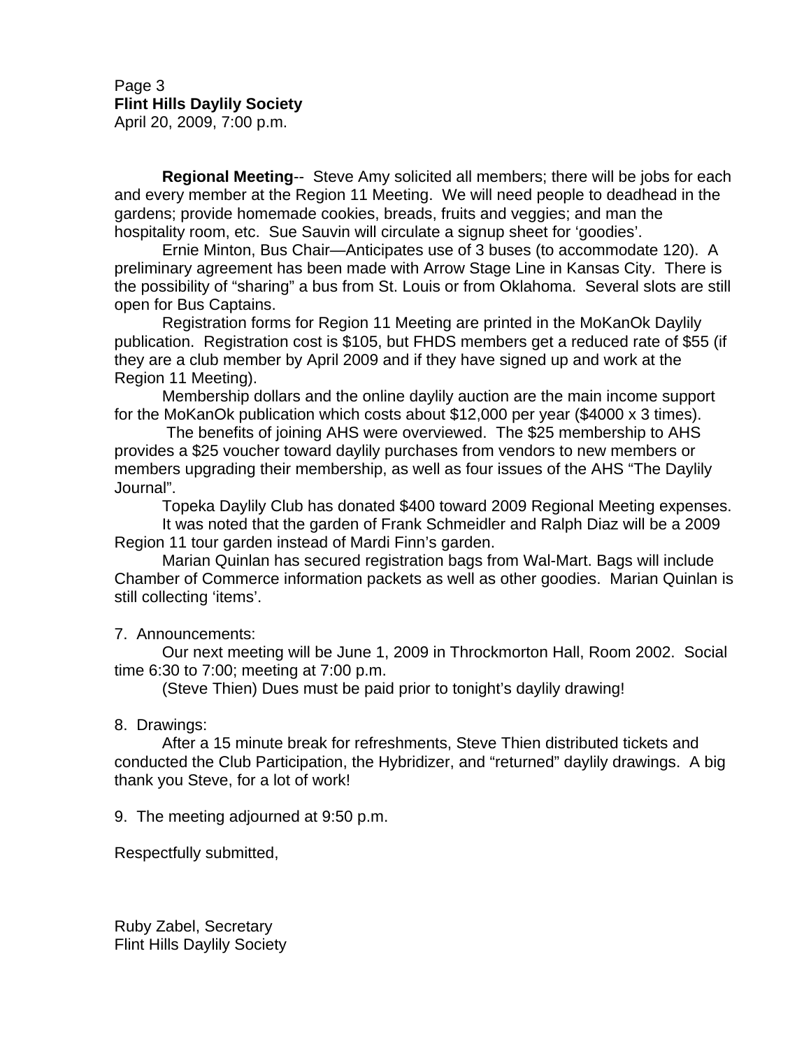**Regional Meeting**-- Steve Amy solicited all members; there will be jobs for each and every member at the Region 11 Meeting. We will need people to deadhead in the gardens; provide homemade cookies, breads, fruits and veggies; and man the hospitality room, etc. Sue Sauvin will circulate a signup sheet for 'goodies'.

Ernie Minton, Bus Chair—Anticipates use of 3 buses (to accommodate 120). A preliminary agreement has been made with Arrow Stage Line in Kansas City. There is the possibility of "sharing" a bus from St. Louis or from Oklahoma. Several slots are still open for Bus Captains.

Registration forms for Region 11 Meeting are printed in the MoKanOk Daylily publication. Registration cost is $105, but FHDS members get a reduced rate of $55 (if they are a club member by April 2009 and if they have signed up and work at the Region 11 Meeting).

Membership dollars and the online daylily auction are the main income support for the MoKanOk publication which costs about $12,000 per year ($4000 x 3 times).

The benefits of joining AHS were overviewed. The $25 membership to AHS provides a $25 voucher toward daylily purchases from vendors to new members or members upgrading their membership, as well as four issues of the AHS "The Daylily Journal".

Topeka Daylily Club has donated $400 toward 2009 Regional Meeting expenses.

It was noted that the garden of Frank Schmeidler and Ralph Diaz will be a 2009 Region 11 tour garden instead of Mardi Finn's garden.

Marian Quinlan has secured registration bags from Wal-Mart. Bags will include Chamber of Commerce information packets as well as other goodies. Marian Quinlan is still collecting 'items'.

7. Announcements:

Our next meeting will be June 1, 2009 in Throckmorton Hall, Room 2002. Social time 6:30 to 7:00; meeting at 7:00 p.m.

(Steve Thien) Dues must be paid prior to tonight's daylily drawing!

8. Drawings:

After a 15 minute break for refreshments, Steve Thien distributed tickets and conducted the Club Participation, the Hybridizer, and "returned" daylily drawings. A big thank you Steve, for a lot of work!

9. The meeting adjourned at 9:50 p.m.

Respectfully submitted,

Ruby Zabel, Secretary
Flint Hills Daylily Society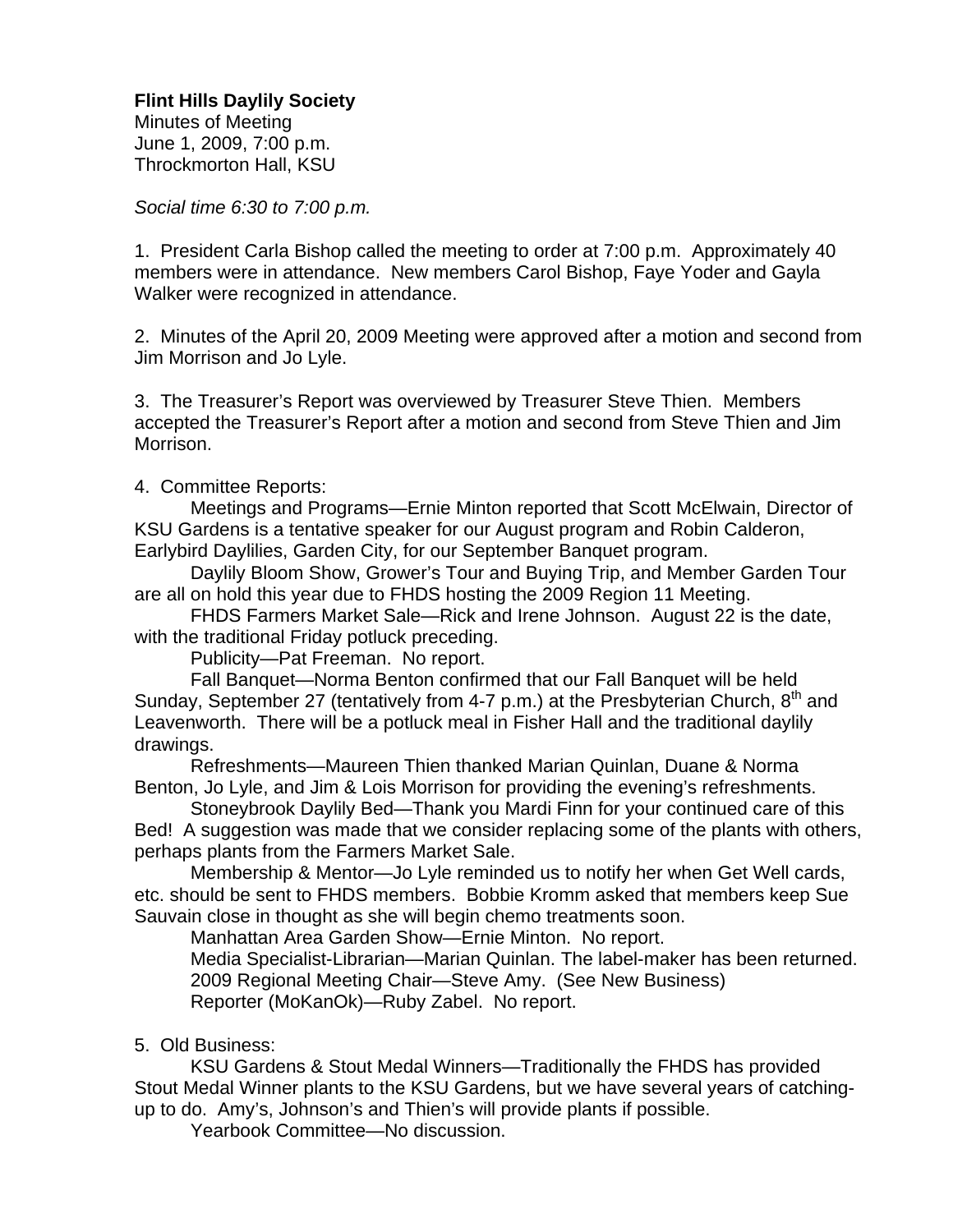**Flint Hills Daylily Society**
Minutes of Meeting
June 1, 2009, 7:00 p.m.
Throckmorton Hall, KSU

*Social time 6:30 to 7:00 p.m.*

1. President Carla Bishop called the meeting to order at 7:00 p.m. Approximately 40 members were in attendance. New members Carol Bishop, Faye Yoder and Gayla Walker were recognized in attendance.

2. Minutes of the April 20, 2009 Meeting were approved after a motion and second from Jim Morrison and Jo Lyle.

3. The Treasurer's Report was overviewed by Treasurer Steve Thien. Members accepted the Treasurer's Report after a motion and second from Steve Thien and Jim Morrison.

4. Committee Reports:

Meetings and Programs—Ernie Minton reported that Scott McElwain, Director of KSU Gardens is a tentative speaker for our August program and Robin Calderon, Earlybird Daylilies, Garden City, for our September Banquet program.

Daylily Bloom Show, Grower's Tour and Buying Trip, and Member Garden Tour are all on hold this year due to FHDS hosting the 2009 Region 11 Meeting.

FHDS Farmers Market Sale—Rick and Irene Johnson. August 22 is the date, with the traditional Friday potluck preceding.

Publicity—Pat Freeman. No report.

Fall Banquet—Norma Benton confirmed that our Fall Banquet will be held Sunday, September 27 (tentatively from 4-7 p.m.) at the Presbyterian Church, 8th and Leavenworth. There will be a potluck meal in Fisher Hall and the traditional daylily drawings.

Refreshments—Maureen Thien thanked Marian Quinlan, Duane & Norma Benton, Jo Lyle, and Jim & Lois Morrison for providing the evening's refreshments.

Stoneybrook Daylily Bed—Thank you Mardi Finn for your continued care of this Bed! A suggestion was made that we consider replacing some of the plants with others, perhaps plants from the Farmers Market Sale.

Membership & Mentor—Jo Lyle reminded us to notify her when Get Well cards, etc. should be sent to FHDS members. Bobbie Kromm asked that members keep Sue Sauvain close in thought as she will begin chemo treatments soon.

Manhattan Area Garden Show—Ernie Minton. No report.

Media Specialist-Librarian—Marian Quinlan. The label-maker has been returned.

2009 Regional Meeting Chair—Steve Amy. (See New Business)

Reporter (MoKanOk)—Ruby Zabel. No report.

5. Old Business:

KSU Gardens & Stout Medal Winners—Traditionally the FHDS has provided Stout Medal Winner plants to the KSU Gardens, but we have several years of catching-up to do. Amy's, Johnson's and Thien's will provide plants if possible.

Yearbook Committee—No discussion.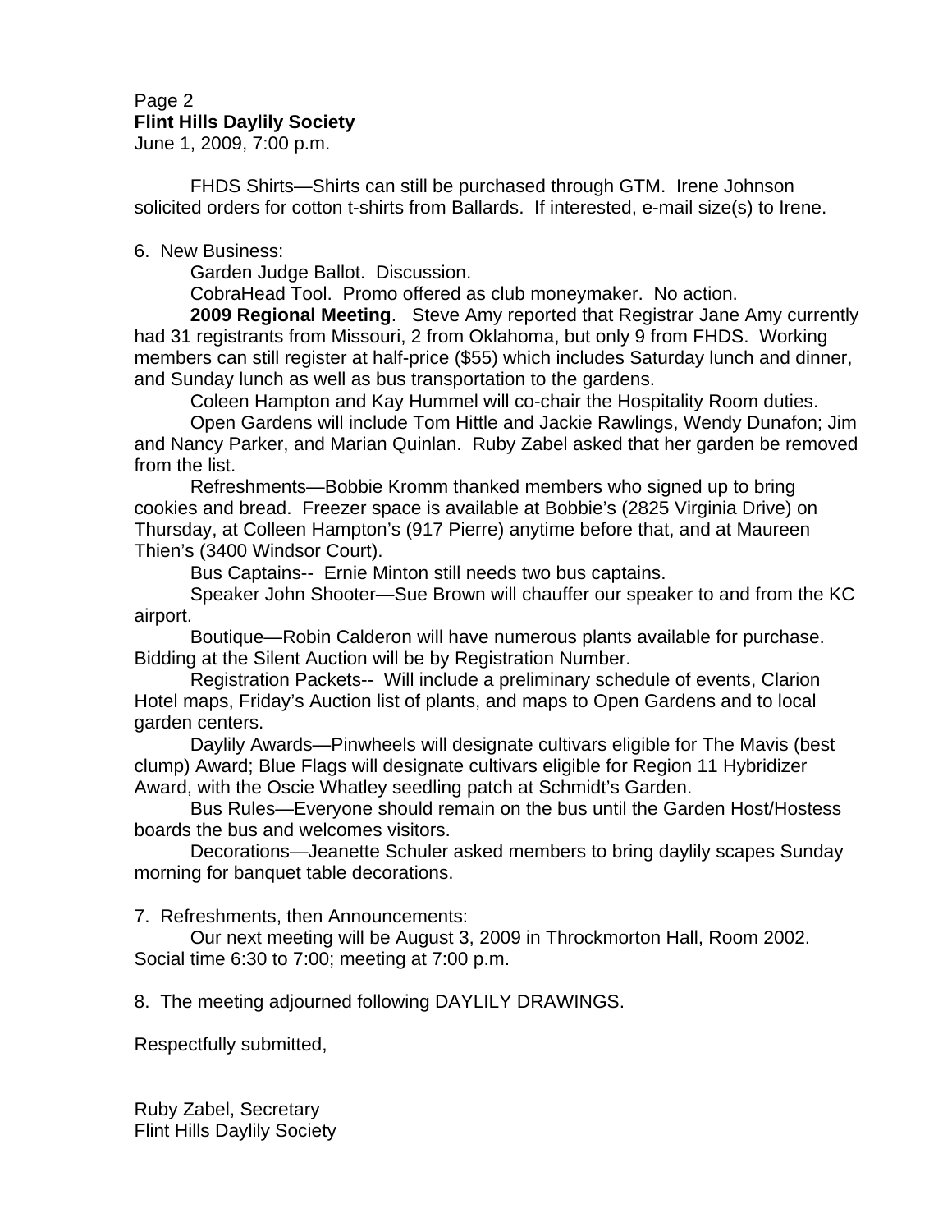**Flint Hills Daylily Society**
June 1, 2009, 7:00 p.m.

FHDS Shirts—Shirts can still be purchased through GTM. Irene Johnson solicited orders for cotton t-shirts from Ballards. If interested, e-mail size(s) to Irene.

6. New Business:

Garden Judge Ballot. Discussion.

CobraHead Tool. Promo offered as club moneymaker. No action.

**2009 Regional Meeting**. Steve Amy reported that Registrar Jane Amy currently had 31 registrants from Missouri, 2 from Oklahoma, but only 9 from FHDS. Working members can still register at half-price ($55) which includes Saturday lunch and dinner, and Sunday lunch as well as bus transportation to the gardens.

Coleen Hampton and Kay Hummel will co-chair the Hospitality Room duties.

Open Gardens will include Tom Hittle and Jackie Rawlings, Wendy Dunafon; Jim and Nancy Parker, and Marian Quinlan. Ruby Zabel asked that her garden be removed from the list.

Refreshments—Bobbie Kromm thanked members who signed up to bring cookies and bread. Freezer space is available at Bobbie's (2825 Virginia Drive) on Thursday, at Colleen Hampton's (917 Pierre) anytime before that, and at Maureen Thien's (3400 Windsor Court).

Bus Captains-- Ernie Minton still needs two bus captains.

Speaker John Shooter—Sue Brown will chauffer our speaker to and from the KC airport.

Boutique—Robin Calderon will have numerous plants available for purchase. Bidding at the Silent Auction will be by Registration Number.

Registration Packets-- Will include a preliminary schedule of events, Clarion Hotel maps, Friday's Auction list of plants, and maps to Open Gardens and to local garden centers.

Daylily Awards—Pinwheels will designate cultivars eligible for The Mavis (best clump) Award; Blue Flags will designate cultivars eligible for Region 11 Hybridizer Award, with the Oscie Whatley seedling patch at Schmidt's Garden.

Bus Rules—Everyone should remain on the bus until the Garden Host/Hostess boards the bus and welcomes visitors.

Decorations—Jeanette Schuler asked members to bring daylily scapes Sunday morning for banquet table decorations.

7. Refreshments, then Announcements:

Our next meeting will be August 3, 2009 in Throckmorton Hall, Room 2002. Social time 6:30 to 7:00; meeting at 7:00 p.m.

8. The meeting adjourned following DAYLILY DRAWINGS.

Respectfully submitted,

Ruby Zabel, Secretary
Flint Hills Daylily Society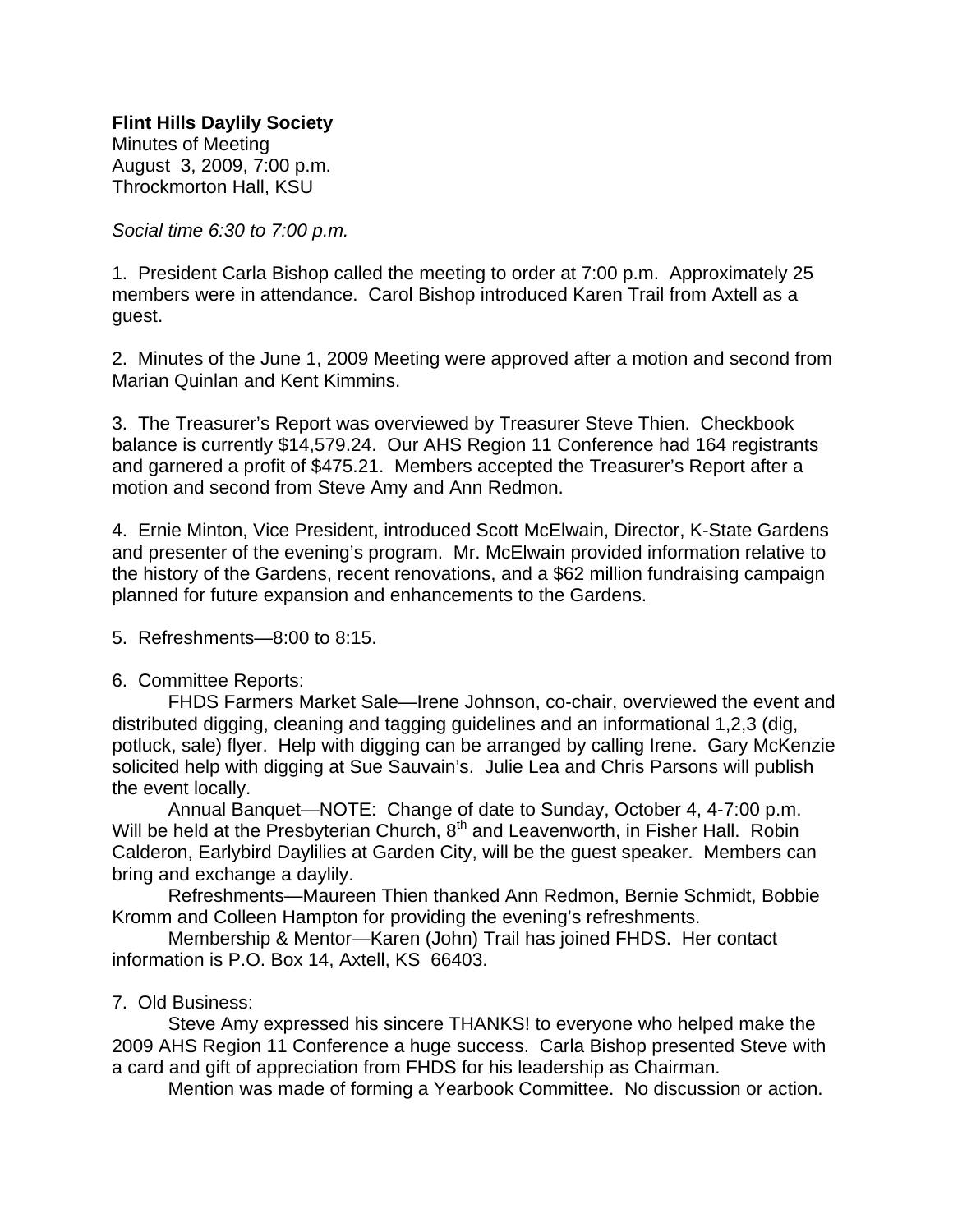**Flint Hills Daylily Society**
Minutes of Meeting
August 3, 2009, 7:00 p.m.
Throckmorton Hall, KSU

*Social time 6:30 to 7:00 p.m.*

1. President Carla Bishop called the meeting to order at 7:00 p.m. Approximately 25 members were in attendance. Carol Bishop introduced Karen Trail from Axtell as a guest.

2. Minutes of the June 1, 2009 Meeting were approved after a motion and second from Marian Quinlan and Kent Kimmins.

3. The Treasurer's Report was overviewed by Treasurer Steve Thien. Checkbook balance is currently $14,579.24. Our AHS Region 11 Conference had 164 registrants and garnered a profit of $475.21. Members accepted the Treasurer's Report after a motion and second from Steve Amy and Ann Redmon.

4. Ernie Minton, Vice President, introduced Scott McElwain, Director, K-State Gardens and presenter of the evening's program. Mr. McElwain provided information relative to the history of the Gardens, recent renovations, and a $62 million fundraising campaign planned for future expansion and enhancements to the Gardens.

5. Refreshments—8:00 to 8:15.

6. Committee Reports:

FHDS Farmers Market Sale—Irene Johnson, co-chair, overviewed the event and distributed digging, cleaning and tagging guidelines and an informational 1,2,3 (dig, potluck, sale) flyer. Help with digging can be arranged by calling Irene. Gary McKenzie solicited help with digging at Sue Sauvain's. Julie Lea and Chris Parsons will publish the event locally.

Annual Banquet—NOTE: Change of date to Sunday, October 4, 4-7:00 p.m. Will be held at the Presbyterian Church, 8th and Leavenworth, in Fisher Hall. Robin Calderon, Earlybird Daylilies at Garden City, will be the guest speaker. Members can bring and exchange a daylily.

Refreshments—Maureen Thien thanked Ann Redmon, Bernie Schmidt, Bobbie Kromm and Colleen Hampton for providing the evening's refreshments.

Membership & Mentor—Karen (John) Trail has joined FHDS. Her contact information is P.O. Box 14, Axtell, KS 66403.

7. Old Business:

Steve Amy expressed his sincere THANKS! to everyone who helped make the 2009 AHS Region 11 Conference a huge success. Carla Bishop presented Steve with a card and gift of appreciation from FHDS for his leadership as Chairman.

Mention was made of forming a Yearbook Committee. No discussion or action.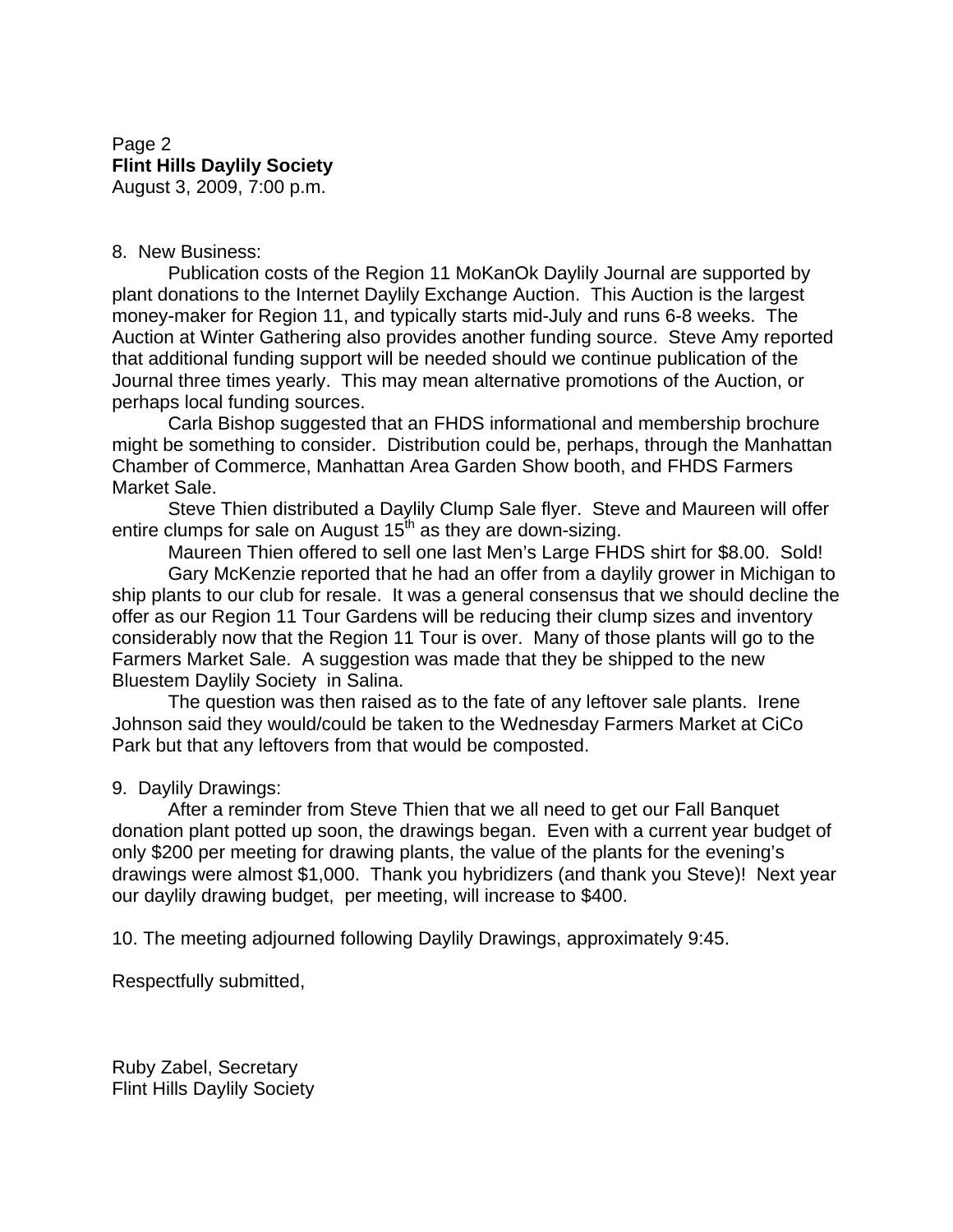Page 2
**Flint Hills Daylily Society**
August 3, 2009, 7:00 p.m.

8. New Business:

Publication costs of the Region 11 MoKanOk Daylily Journal are supported by plant donations to the Internet Daylily Exchange Auction. This Auction is the largest money-maker for Region 11, and typically starts mid-July and runs 6-8 weeks. The Auction at Winter Gathering also provides another funding source. Steve Amy reported that additional funding support will be needed should we continue publication of the Journal three times yearly. This may mean alternative promotions of the Auction, or perhaps local funding sources.

Carla Bishop suggested that an FHDS informational and membership brochure might be something to consider. Distribution could be, perhaps, through the Manhattan Chamber of Commerce, Manhattan Area Garden Show booth, and FHDS Farmers Market Sale.

Steve Thien distributed a Daylily Clump Sale flyer. Steve and Maureen will offer entire clumps for sale on August 15th as they are down-sizing.

Maureen Thien offered to sell one last Men's Large FHDS shirt for $8.00. Sold!

Gary McKenzie reported that he had an offer from a daylily grower in Michigan to ship plants to our club for resale. It was a general consensus that we should decline the offer as our Region 11 Tour Gardens will be reducing their clump sizes and inventory considerably now that the Region 11 Tour is over. Many of those plants will go to the Farmers Market Sale. A suggestion was made that they be shipped to the new Bluestem Daylily Society in Salina.

The question was then raised as to the fate of any leftover sale plants. Irene Johnson said they would/could be taken to the Wednesday Farmers Market at CiCo Park but that any leftovers from that would be composted.

9. Daylily Drawings:

After a reminder from Steve Thien that we all need to get our Fall Banquet donation plant potted up soon, the drawings began. Even with a current year budget of only $200 per meeting for drawing plants, the value of the plants for the evening's drawings were almost $1,000. Thank you hybridizers (and thank you Steve)! Next year our daylily drawing budget, per meeting, will increase to $400.

10. The meeting adjourned following Daylily Drawings, approximately 9:45.

Respectfully submitted,

Ruby Zabel, Secretary
Flint Hills Daylily Society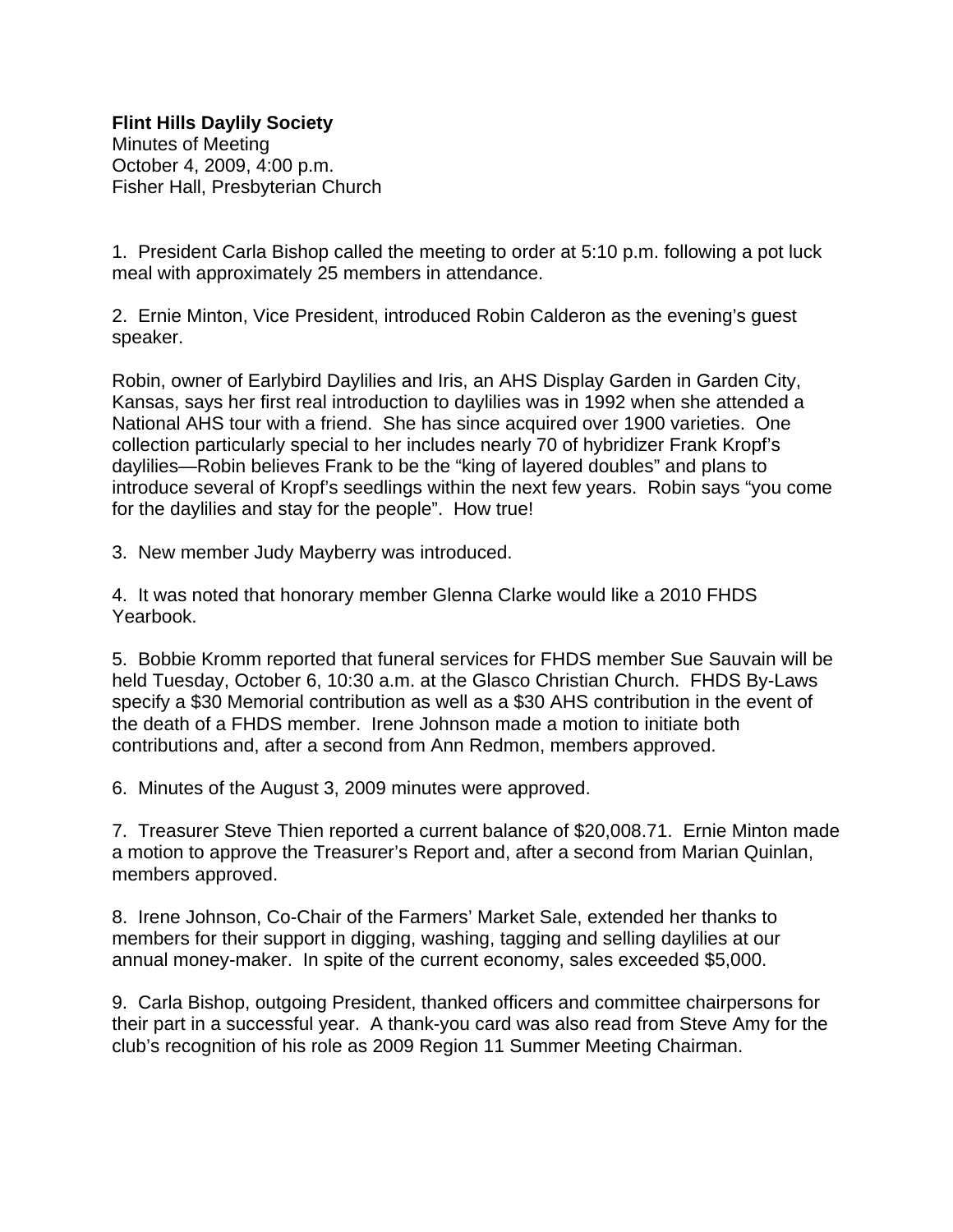**Flint Hills Daylily Society**
Minutes of Meeting
October 4, 2009, 4:00 p.m.
Fisher Hall, Presbyterian Church

1. President Carla Bishop called the meeting to order at 5:10 p.m. following a pot luck meal with approximately 25 members in attendance.

2. Ernie Minton, Vice President, introduced Robin Calderon as the evening's guest speaker.

Robin, owner of Earlybird Daylilies and Iris, an AHS Display Garden in Garden City, Kansas, says her first real introduction to daylilies was in 1992 when she attended a National AHS tour with a friend. She has since acquired over 1900 varieties. One collection particularly special to her includes nearly 70 of hybridizer Frank Kropf's daylilies—Robin believes Frank to be the "king of layered doubles" and plans to introduce several of Kropf's seedlings within the next few years. Robin says "you come for the daylilies and stay for the people". How true!

3. New member Judy Mayberry was introduced.

4. It was noted that honorary member Glenna Clarke would like a 2010 FHDS Yearbook.

5. Bobbie Kromm reported that funeral services for FHDS member Sue Sauvain will be held Tuesday, October 6, 10:30 a.m. at the Glasco Christian Church. FHDS By-Laws specify a $30 Memorial contribution as well as a $30 AHS contribution in the event of the death of a FHDS member. Irene Johnson made a motion to initiate both contributions and, after a second from Ann Redmon, members approved.

6. Minutes of the August 3, 2009 minutes were approved.

7. Treasurer Steve Thien reported a current balance of $20,008.71. Ernie Minton made a motion to approve the Treasurer's Report and, after a second from Marian Quinlan, members approved.

8. Irene Johnson, Co-Chair of the Farmers' Market Sale, extended her thanks to members for their support in digging, washing, tagging and selling daylilies at our annual money-maker. In spite of the current economy, sales exceeded $5,000.

9. Carla Bishop, outgoing President, thanked officers and committee chairpersons for their part in a successful year. A thank-you card was also read from Steve Amy for the club's recognition of his role as 2009 Region 11 Summer Meeting Chairman.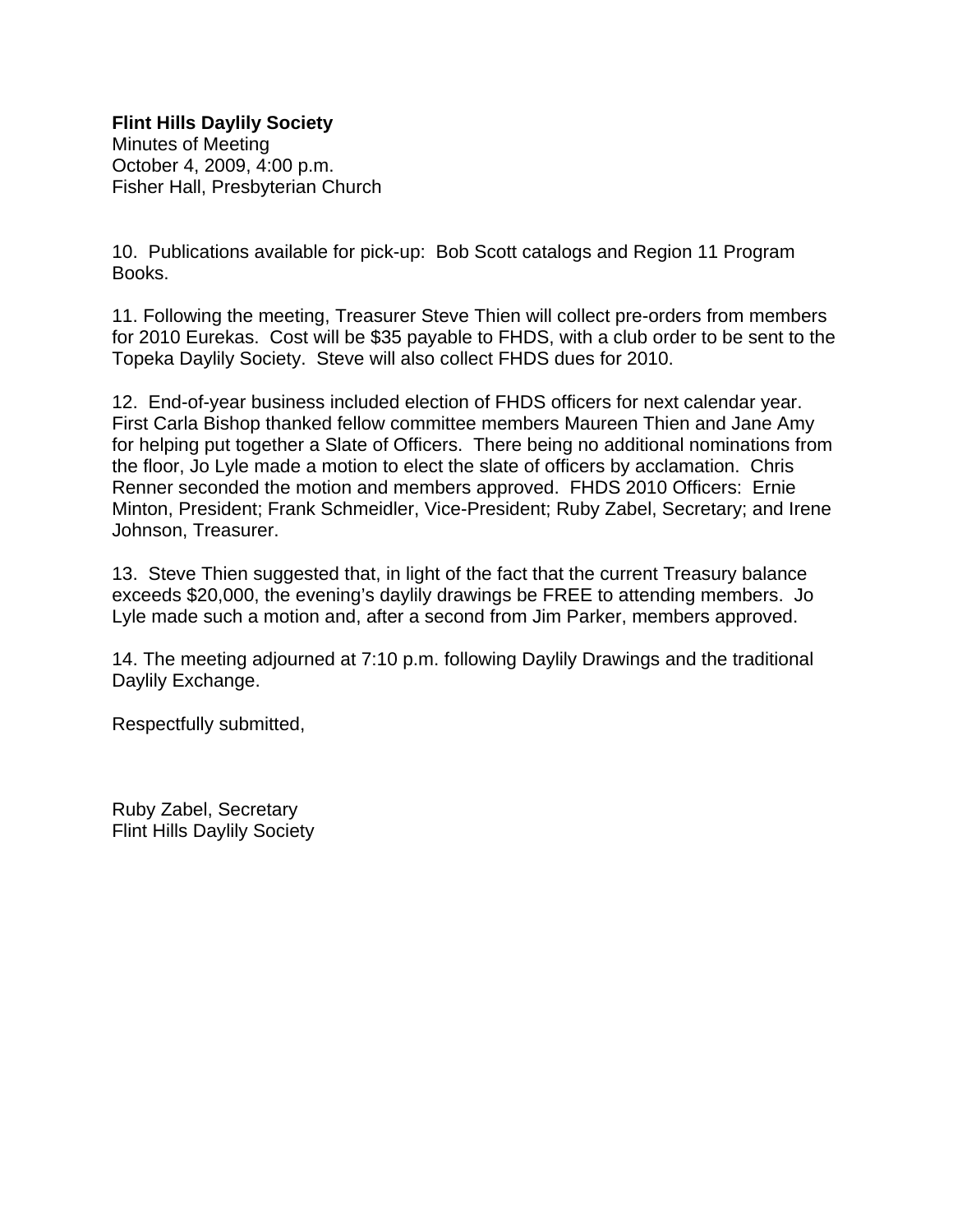**Flint Hills Daylily Society**
Minutes of Meeting
October 4, 2009, 4:00 p.m.
Fisher Hall, Presbyterian Church

10. Publications available for pick-up: Bob Scott catalogs and Region 11 Program Books.

11. Following the meeting, Treasurer Steve Thien will collect pre-orders from members for 2010 Eurekas. Cost will be $35 payable to FHDS, with a club order to be sent to the Topeka Daylily Society. Steve will also collect FHDS dues for 2010.

12. End-of-year business included election of FHDS officers for next calendar year. First Carla Bishop thanked fellow committee members Maureen Thien and Jane Amy for helping put together a Slate of Officers. There being no additional nominations from the floor, Jo Lyle made a motion to elect the slate of officers by acclamation. Chris Renner seconded the motion and members approved. FHDS 2010 Officers: Ernie Minton, President; Frank Schmeidler, Vice-President; Ruby Zabel, Secretary; and Irene Johnson, Treasurer.

13. Steve Thien suggested that, in light of the fact that the current Treasury balance exceeds $20,000, the evening's daylily drawings be FREE to attending members. Jo Lyle made such a motion and, after a second from Jim Parker, members approved.

14. The meeting adjourned at 7:10 p.m. following Daylily Drawings and the traditional Daylily Exchange.

Respectfully submitted,

Ruby Zabel, Secretary
Flint Hills Daylily Society